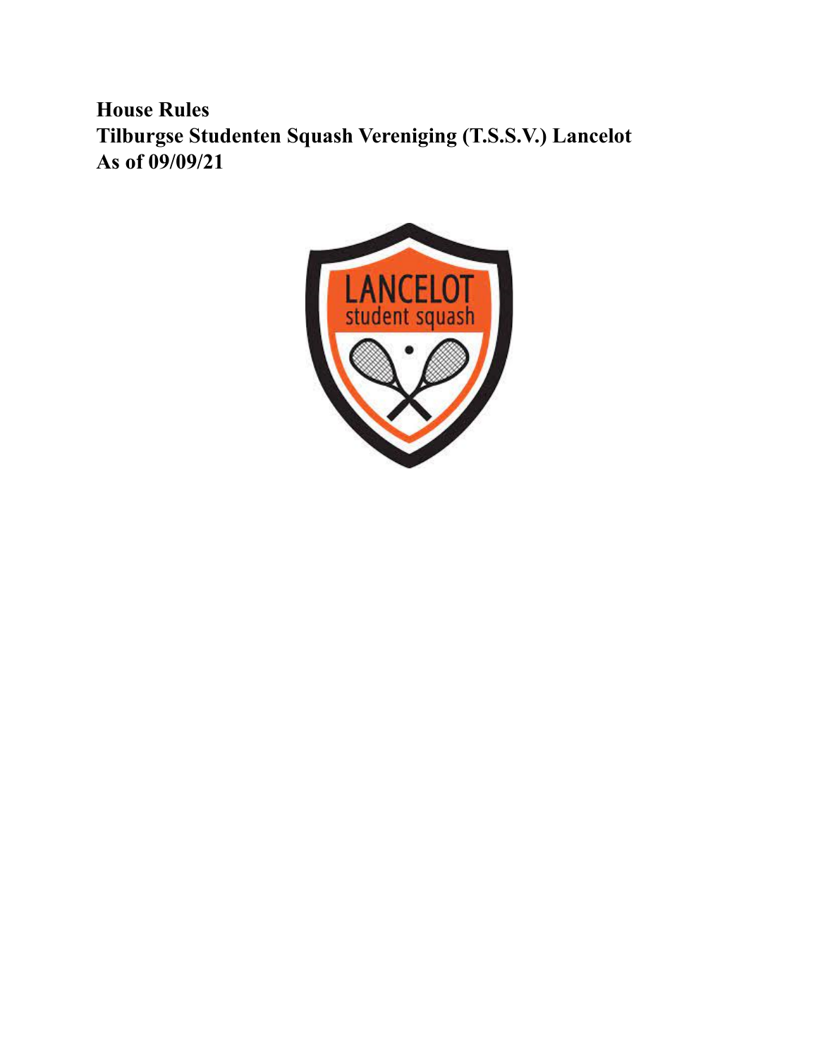**House Rules**
**Tilburgse Studenten Squash Vereniging (T.S.S.V.) Lancelot**
**As of 09/09/21**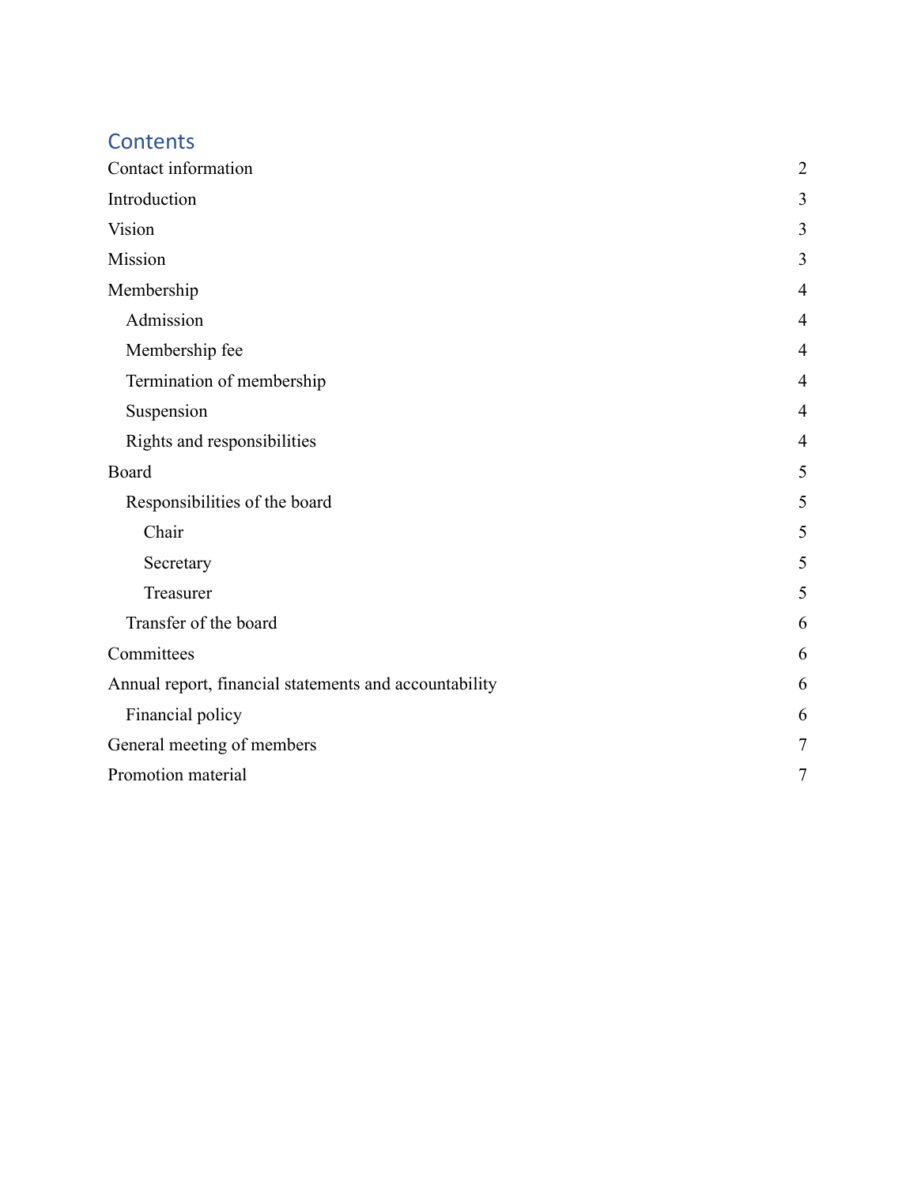# Contents

| | |
|---|---|
| Contact information | 2 |
| Introduction | 3 |
| Vision | 3 |
| Mission | 3 |
| Membership | 4 |
| Admission | 4 |
| Membership fee | 4 |
| Termination of membership | 4 |
| Suspension | 4 |
| Rights and responsibilities | 4 |
| Board | 5 |
| Responsibilities of the board | 5 |
| Chair | 5 |
| Secretary | 5 |
| Treasurer | 5 |
| Transfer of the board | 6 |
| Committees | 6 |
| Annual report, financial statements and accountability | 6 |
| Financial policy | 6 |
| General meeting of members | 7 |
| Promotion material | 7 |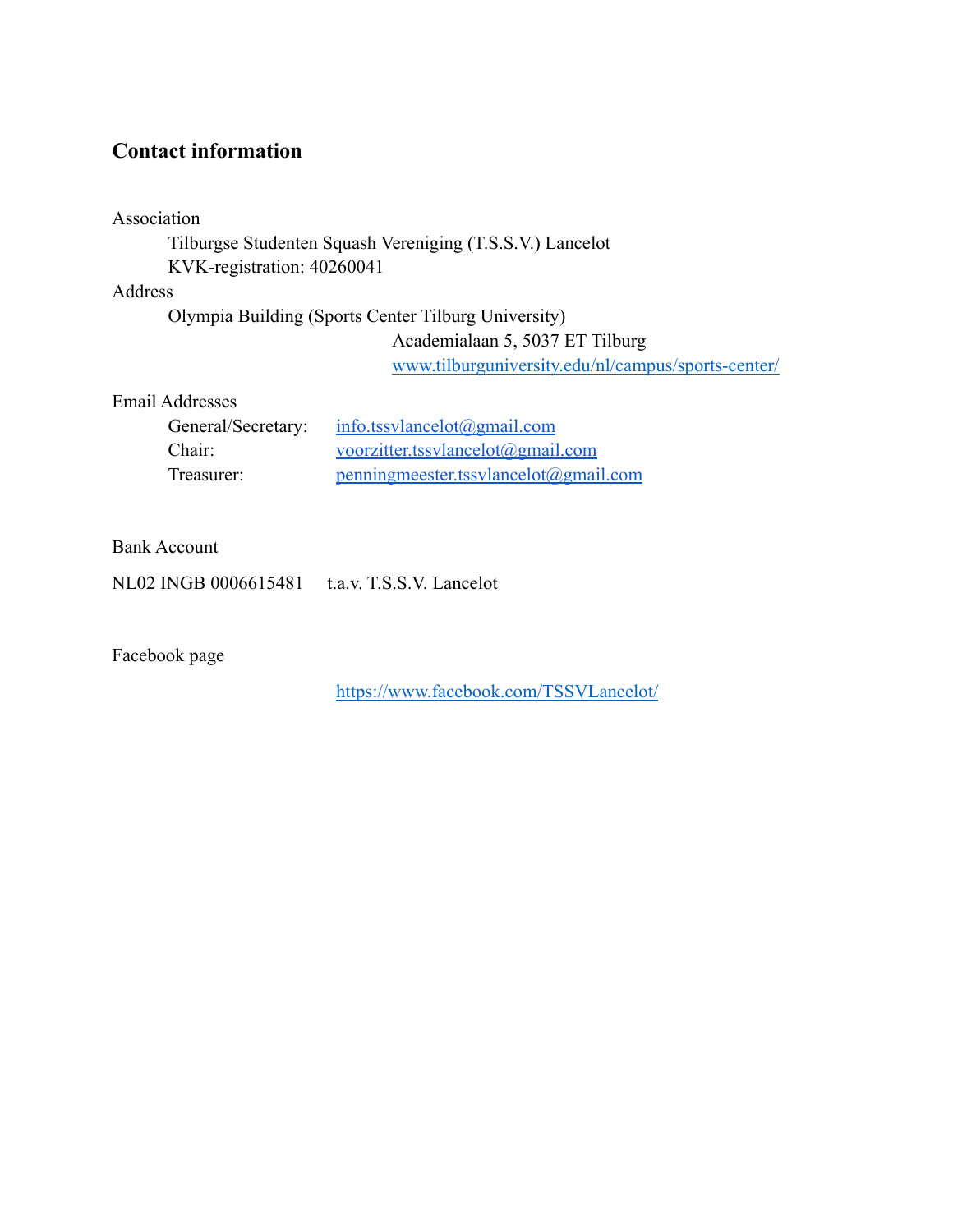## Contact information

Association

Tilburgse Studenten Squash Vereniging (T.S.S.V.) Lancelot
KVK-registration: 40260041

Address

Olympia Building (Sports Center Tilburg University)
Academialaan 5, 5037 ET Tilburg
www.tilburguniversity.edu/nl/campus/sports-center/

Email Addresses

| | |
|---|---|
| General/Secretary: | info.tssvlancelot@gmail.com |
| Chair: | voorzitter.tssvlancelot@gmail.com |
| Treasurer: | penningmeester.tssvlancelot@gmail.com |

Bank Account

NL02 INGB 0006615481 t.a.v. T.S.S.V. Lancelot

Facebook page

https://www.facebook.com/TSSVLancelot/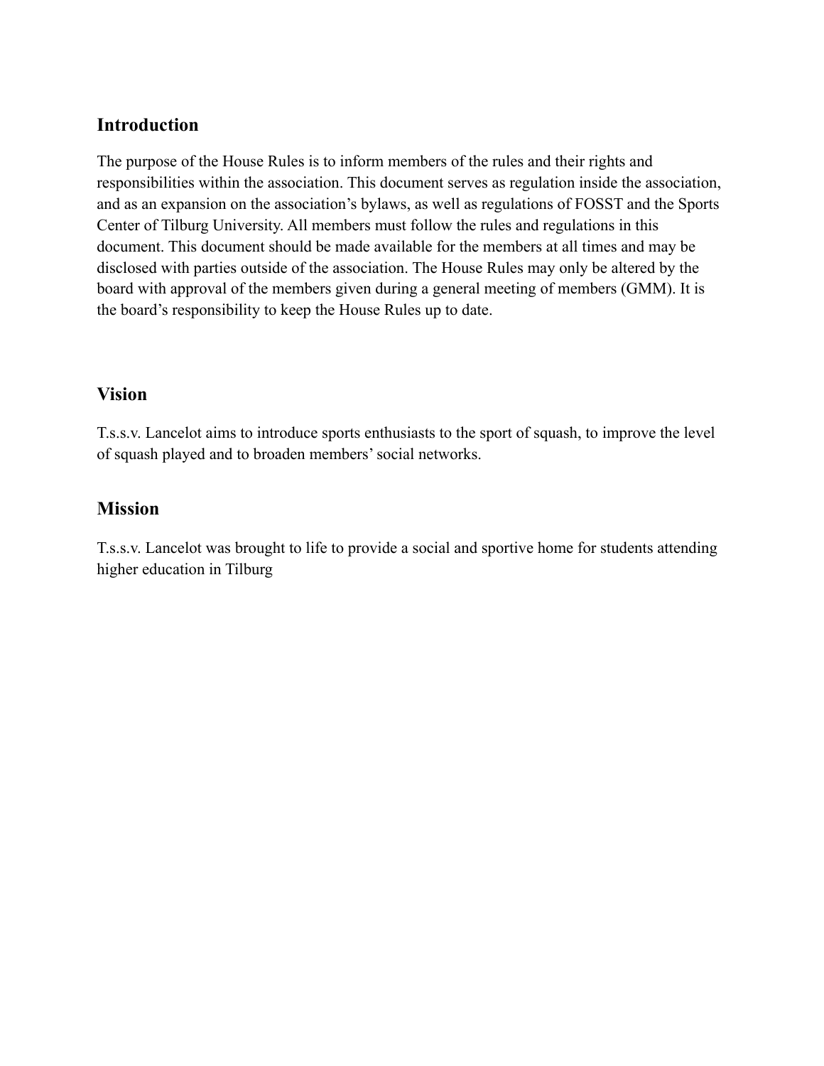## Introduction

The purpose of the House Rules is to inform members of the rules and their rights and responsibilities within the association. This document serves as regulation inside the association, and as an expansion on the association's bylaws, as well as regulations of FOSST and the Sports Center of Tilburg University. All members must follow the rules and regulations in this document. This document should be made available for the members at all times and may be disclosed with parties outside of the association. The House Rules may only be altered by the board with approval of the members given during a general meeting of members (GMM). It is the board's responsibility to keep the House Rules up to date.

## Vision

T.s.s.v. Lancelot aims to introduce sports enthusiasts to the sport of squash, to improve the level of squash played and to broaden members' social networks.

## Mission

T.s.s.v. Lancelot was brought to life to provide a social and sportive home for students attending higher education in Tilburg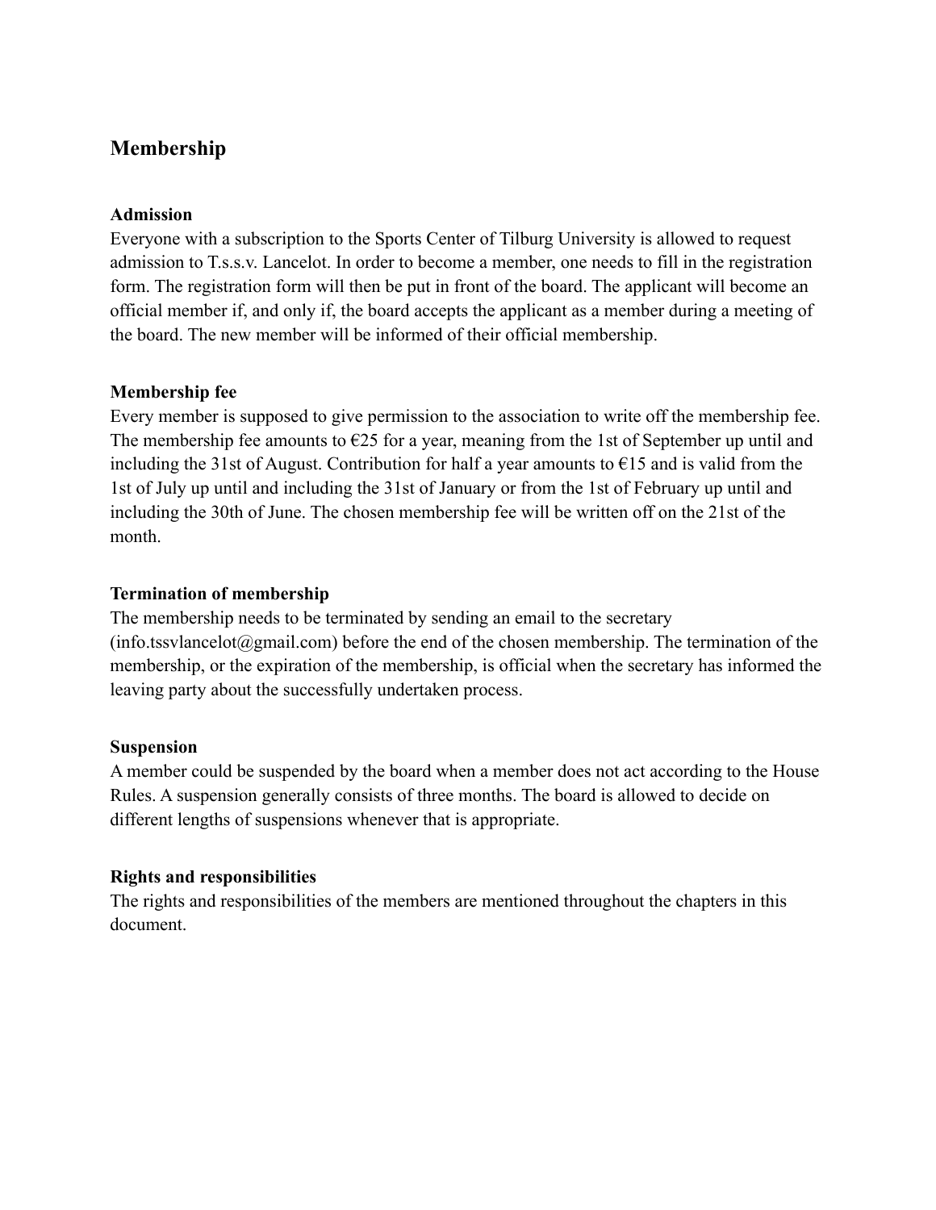## Membership

### Admission

Everyone with a subscription to the Sports Center of Tilburg University is allowed to request admission to T.s.s.v. Lancelot. In order to become a member, one needs to fill in the registration form. The registration form will then be put in front of the board. The applicant will become an official member if, and only if, the board accepts the applicant as a member during a meeting of the board. The new member will be informed of their official membership.

### Membership fee

Every member is supposed to give permission to the association to write off the membership fee. The membership fee amounts to €25 for a year, meaning from the 1st of September up until and including the 31st of August. Contribution for half a year amounts to €15 and is valid from the 1st of July up until and including the 31st of January or from the 1st of February up until and including the 30th of June. The chosen membership fee will be written off on the 21st of the month.

### Termination of membership

The membership needs to be terminated by sending an email to the secretary (info.tssvlancelot@gmail.com) before the end of the chosen membership. The termination of the membership, or the expiration of the membership, is official when the secretary has informed the leaving party about the successfully undertaken process.

### Suspension

A member could be suspended by the board when a member does not act according to the House Rules. A suspension generally consists of three months. The board is allowed to decide on different lengths of suspensions whenever that is appropriate.

### Rights and responsibilities

The rights and responsibilities of the members are mentioned throughout the chapters in this document.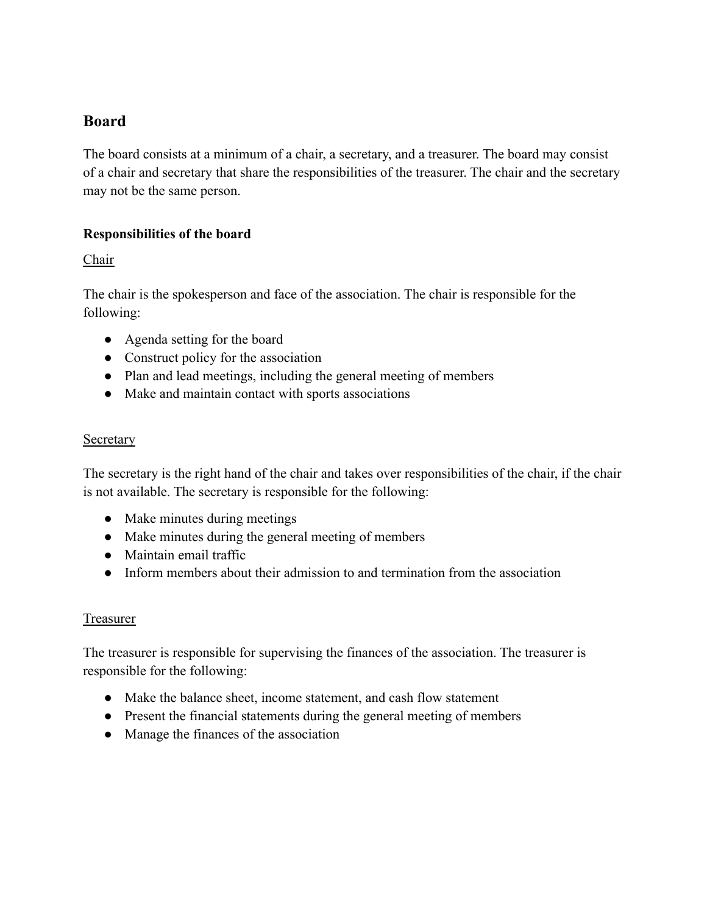## Board

The board consists at a minimum of a chair, a secretary, and a treasurer. The board may consist of a chair and secretary that share the responsibilities of the treasurer. The chair and the secretary may not be the same person.

### Responsibilities of the board

<u>Chair</u>

The chair is the spokesperson and face of the association. The chair is responsible for the following:

- Agenda setting for the board
- Construct policy for the association
- Plan and lead meetings, including the general meeting of members
- Make and maintain contact with sports associations

<u>Secretary</u>

The secretary is the right hand of the chair and takes over responsibilities of the chair, if the chair is not available. The secretary is responsible for the following:

- Make minutes during meetings
- Make minutes during the general meeting of members
- Maintain email traffic
- Inform members about their admission to and termination from the association

<u>Treasurer</u>

The treasurer is responsible for supervising the finances of the association. The treasurer is responsible for the following:

- Make the balance sheet, income statement, and cash flow statement
- Present the financial statements during the general meeting of members
- Manage the finances of the association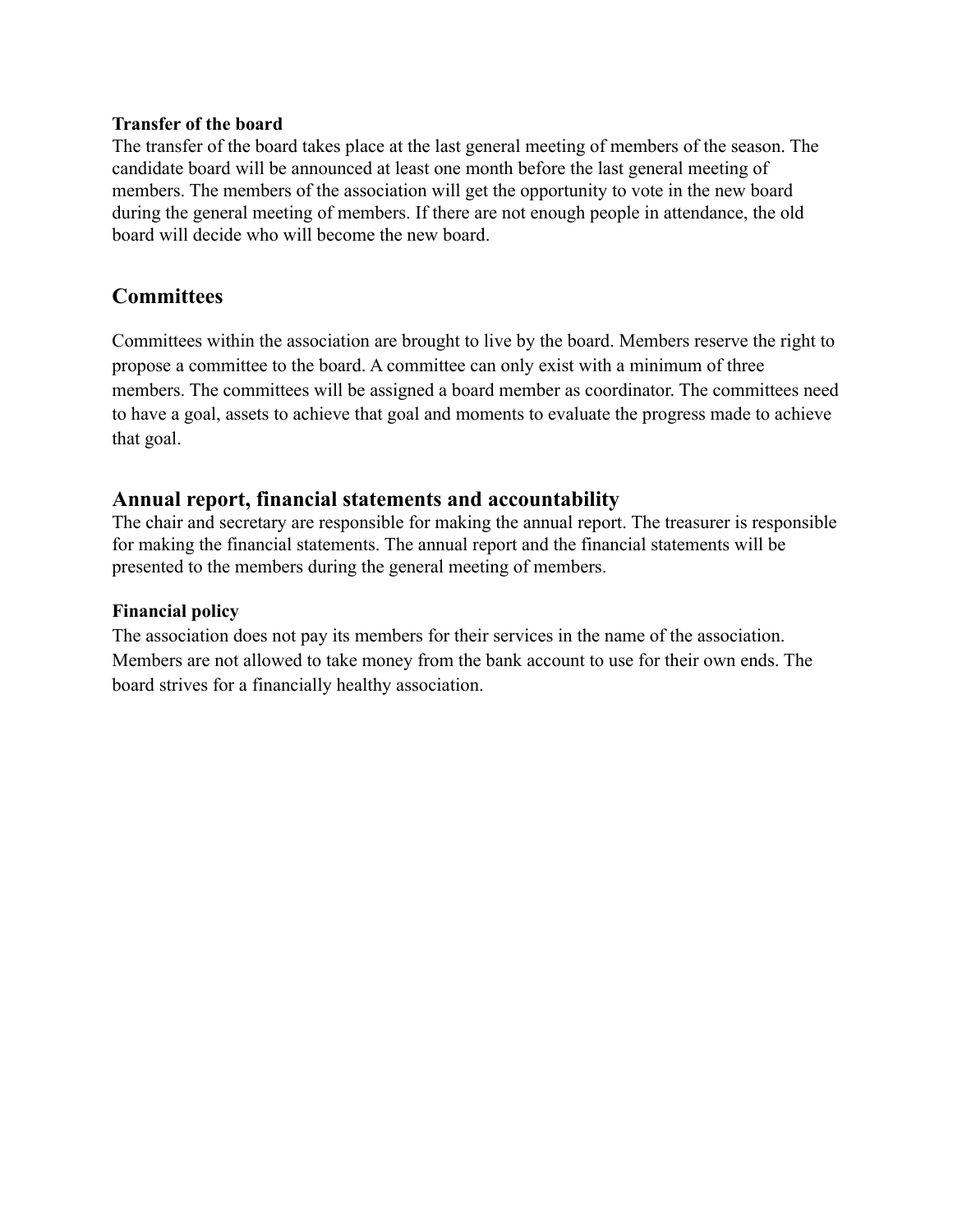### Transfer of the board

The transfer of the board takes place at the last general meeting of members of the season. The candidate board will be announced at least one month before the last general meeting of members. The members of the association will get the opportunity to vote in the new board during the general meeting of members. If there are not enough people in attendance, the old board will decide who will become the new board.

## Committees

Committees within the association are brought to live by the board. Members reserve the right to propose a committee to the board. A committee can only exist with a minimum of three members. The committees will be assigned a board member as coordinator. The committees need to have a goal, assets to achieve that goal and moments to evaluate the progress made to achieve that goal.

## Annual report, financial statements and accountability

The chair and secretary are responsible for making the annual report. The treasurer is responsible for making the financial statements. The annual report and the financial statements will be presented to the members during the general meeting of members.

### Financial policy

The association does not pay its members for their services in the name of the association. Members are not allowed to take money from the bank account to use for their own ends. The board strives for a financially healthy association.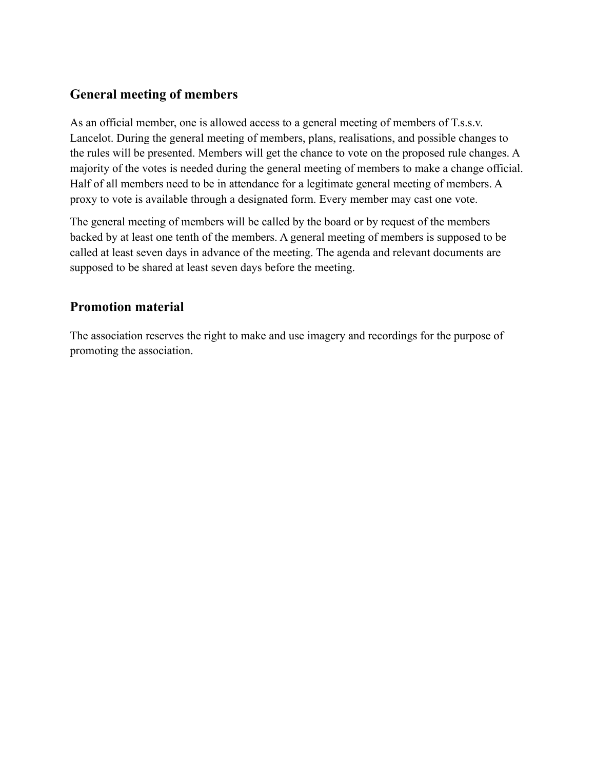## General meeting of members

As an official member, one is allowed access to a general meeting of members of T.s.s.v. Lancelot. During the general meeting of members, plans, realisations, and possible changes to the rules will be presented. Members will get the chance to vote on the proposed rule changes. A majority of the votes is needed during the general meeting of members to make a change official. Half of all members need to be in attendance for a legitimate general meeting of members. A proxy to vote is available through a designated form. Every member may cast one vote.

The general meeting of members will be called by the board or by request of the members backed by at least one tenth of the members. A general meeting of members is supposed to be called at least seven days in advance of the meeting. The agenda and relevant documents are supposed to be shared at least seven days before the meeting.

## Promotion material

The association reserves the right to make and use imagery and recordings for the purpose of promoting the association.